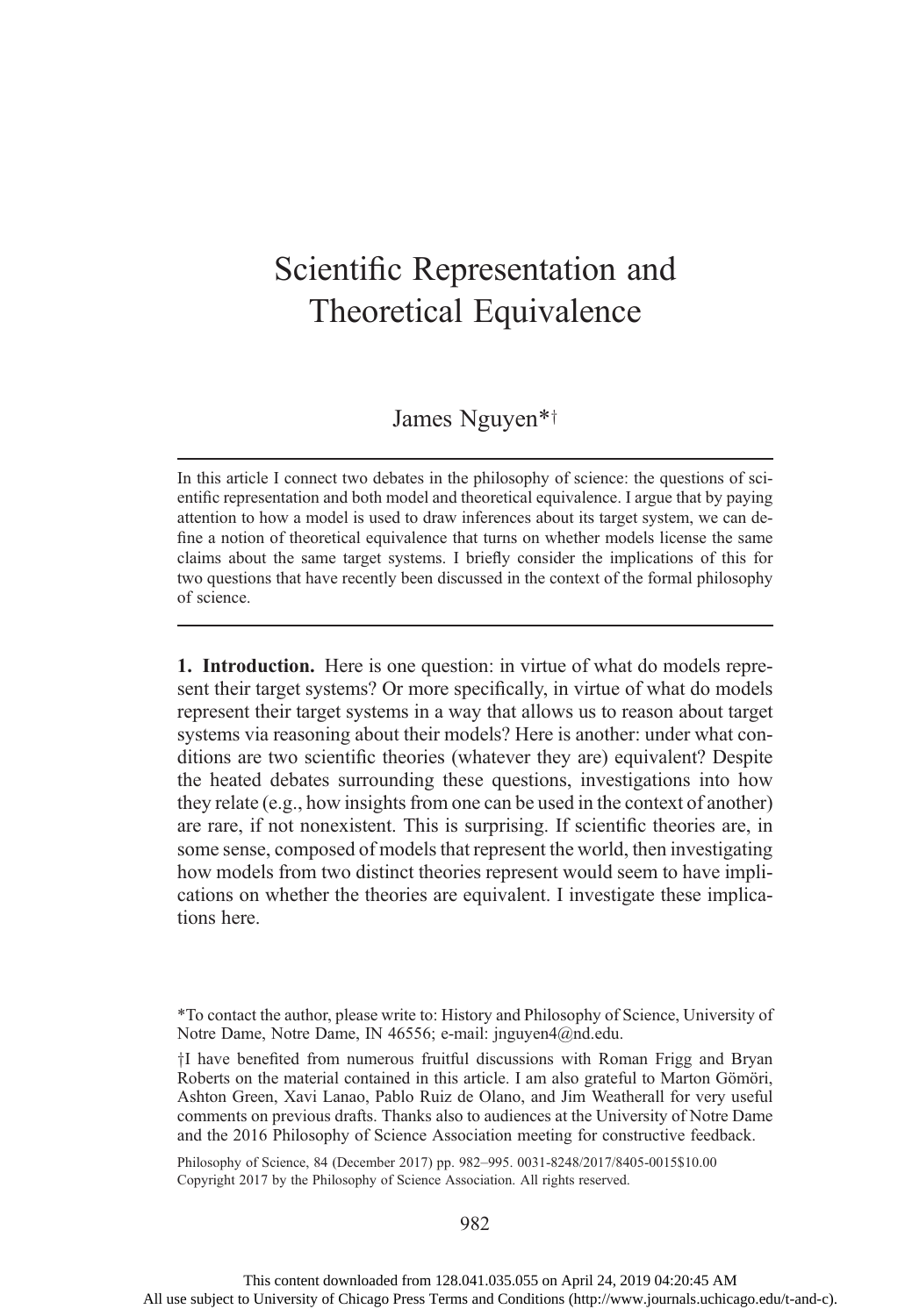# Scientific Representation and Theoretical Equivalence

James Nguyen*†

In this article I connect two debates in the philosophy of science: the questions of scientific representation and both model and theoretical equivalence. I argue that by paying attention to how a model is used to draw inferences about its target system, we can define a notion of theoretical equivalence that turns on whether models license the same claims about the same target systems. I briefly consider the implications of this for two questions that have recently been discussed in the context of the formal philosophy of science.

## 1. Introduction.

Here is one question: in virtue of what do models represent their target systems? Or more specifically, in virtue of what do models represent their target systems in a way that allows us to reason about target systems via reasoning about their models? Here is another: under what conditions are two scientific theories (whatever they are) equivalent? Despite the heated debates surrounding these questions, investigations into how they relate (e.g., how insights from one can be used in the context of another) are rare, if not nonexistent. This is surprising. If scientific theories are, in some sense, composed of models that represent the world, then investigating how models from two distinct theories represent would seem to have implications on whether the theories are equivalent. I investigate these implications here.

*To contact the author, please write to: History and Philosophy of Science, University of Notre Dame, Notre Dame, IN 46556; e-mail: jnguyen4@nd.edu.

†I have benefited from numerous fruitful discussions with Roman Frigg and Bryan Roberts on the material contained in this article. I am also grateful to Marton Gömöri, Ashton Green, Xavi Lanao, Pablo Ruiz de Olano, and Jim Weatherall for very useful comments on previous drafts. Thanks also to audiences at the University of Notre Dame and the 2016 Philosophy of Science Association meeting for constructive feedback.

Philosophy of Science, 84 (December 2017) pp. 982–995. 0031-8248/2017/8405-0015$10.00
Copyright 2017 by the Philosophy of Science Association. All rights reserved.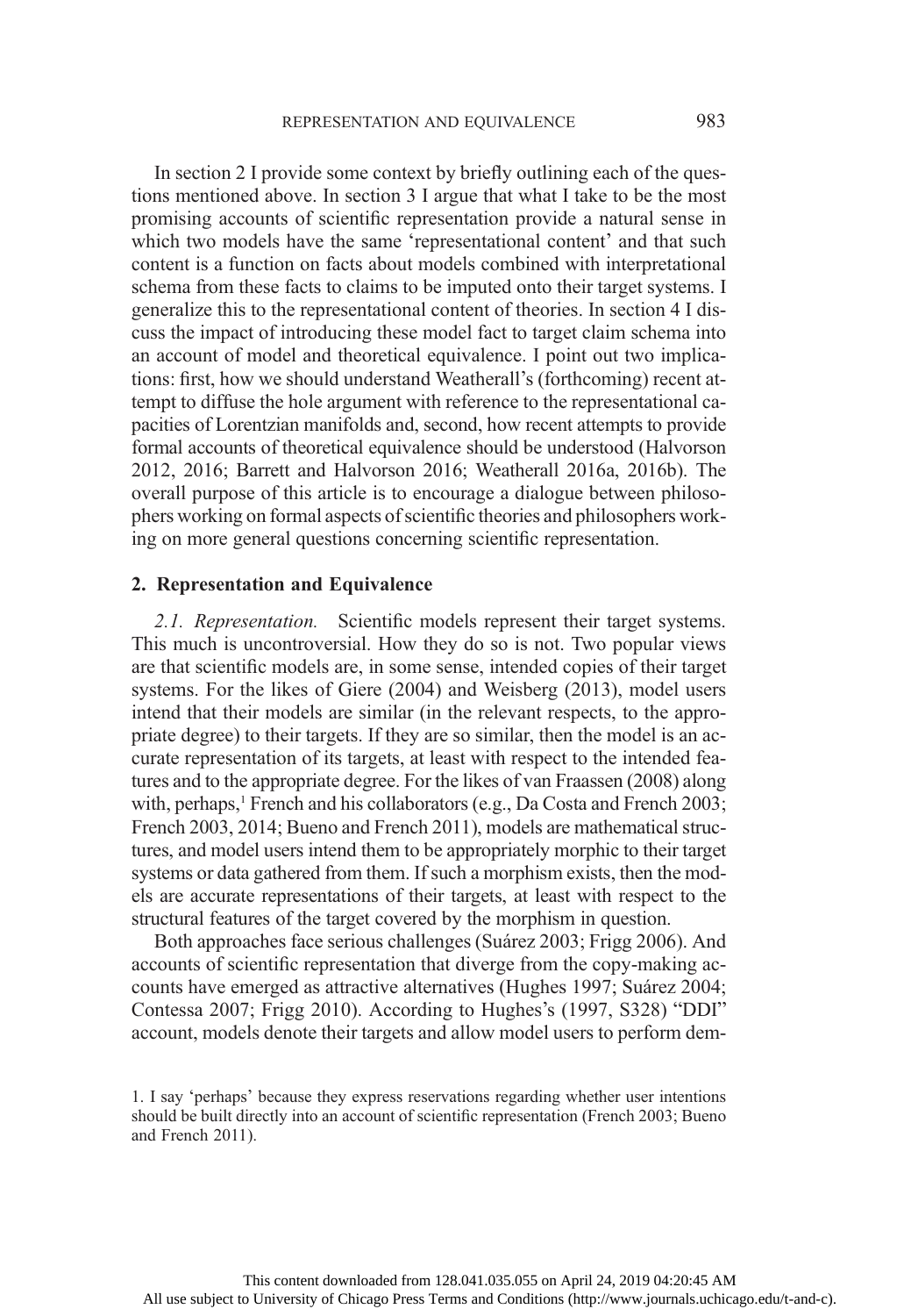In section 2 I provide some context by briefly outlining each of the questions mentioned above. In section 3 I argue that what I take to be the most promising accounts of scientific representation provide a natural sense in which two models have the same 'representational content' and that such content is a function on facts about models combined with interpretational schema from these facts to claims to be imputed onto their target systems. I generalize this to the representational content of theories. In section 4 I discuss the impact of introducing these model fact to target claim schema into an account of model and theoretical equivalence. I point out two implications: first, how we should understand Weatherall's (forthcoming) recent attempt to diffuse the hole argument with reference to the representational capacities of Lorentzian manifolds and, second, how recent attempts to provide formal accounts of theoretical equivalence should be understood (Halvorson 2012, 2016; Barrett and Halvorson 2016; Weatherall 2016a, 2016b). The overall purpose of this article is to encourage a dialogue between philosophers working on formal aspects of scientific theories and philosophers working on more general questions concerning scientific representation.

## 2. Representation and Equivalence

*2.1. Representation.* Scientific models represent their target systems. This much is uncontroversial. How they do so is not. Two popular views are that scientific models are, in some sense, intended copies of their target systems. For the likes of Giere (2004) and Weisberg (2013), model users intend that their models are similar (in the relevant respects, to the appropriate degree) to their targets. If they are so similar, then the model is an accurate representation of its targets, at least with respect to the intended features and to the appropriate degree. For the likes of van Fraassen (2008) along with, perhaps,[1] French and his collaborators (e.g., Da Costa and French 2003; French 2003, 2014; Bueno and French 2011), models are mathematical structures, and model users intend them to be appropriately morphic to their target systems or data gathered from them. If such a morphism exists, then the models are accurate representations of their targets, at least with respect to the structural features of the target covered by the morphism in question.

Both approaches face serious challenges (Suárez 2003; Frigg 2006). And accounts of scientific representation that diverge from the copy-making accounts have emerged as attractive alternatives (Hughes 1997; Suárez 2004; Contessa 2007; Frigg 2010). According to Hughes's (1997, S328) "DDI" account, models denote their targets and allow model users to perform dem-

1. I say 'perhaps' because they express reservations regarding whether user intentions should be built directly into an account of scientific representation (French 2003; Bueno and French 2011).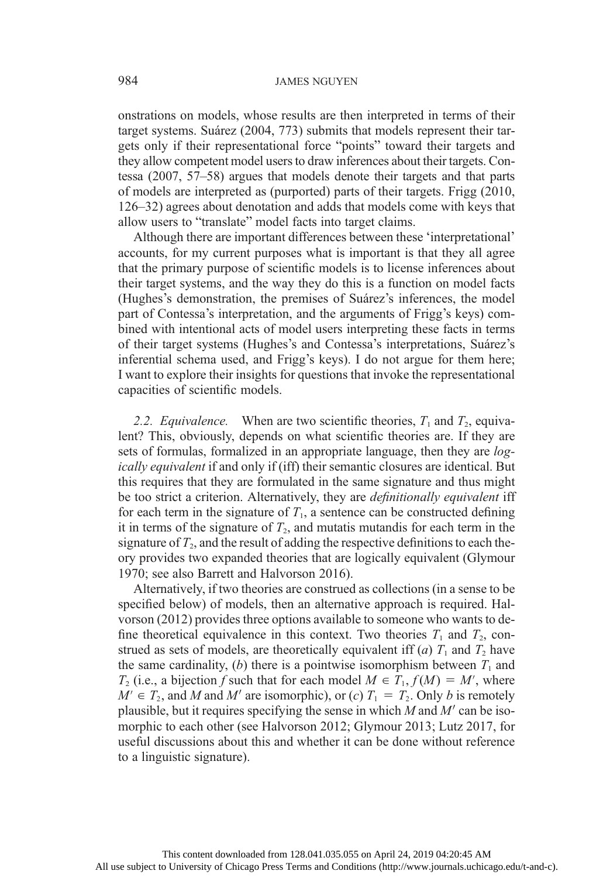onstrations on models, whose results are then interpreted in terms of their target systems. Suárez (2004, 773) submits that models represent their targets only if their representational force "points" toward their targets and they allow competent model users to draw inferences about their targets. Contessa (2007, 57–58) argues that models denote their targets and that parts of models are interpreted as (purported) parts of their targets. Frigg (2010, 126–32) agrees about denotation and adds that models come with keys that allow users to "translate" model facts into target claims.

Although there are important differences between these 'interpretational' accounts, for my current purposes what is important is that they all agree that the primary purpose of scientific models is to license inferences about their target systems, and the way they do this is a function on model facts (Hughes's demonstration, the premises of Suárez's inferences, the model part of Contessa's interpretation, and the arguments of Frigg's keys) combined with intentional acts of model users interpreting these facts in terms of their target systems (Hughes's and Contessa's interpretations, Suárez's inferential schema used, and Frigg's keys). I do not argue for them here; I want to explore their insights for questions that invoke the representational capacities of scientific models.

*2.2. Equivalence.* When are two scientific theories, $T_1$ and $T_2$, equivalent? This, obviously, depends on what scientific theories are. If they are sets of formulas, formalized in an appropriate language, then they are *logically equivalent* if and only if (iff) their semantic closures are identical. But this requires that they are formulated in the same signature and thus might be too strict a criterion. Alternatively, they are *definitionally equivalent* iff for each term in the signature of $T_1$, a sentence can be constructed defining it in terms of the signature of $T_2$, and mutatis mutandis for each term in the signature of $T_2$, and the result of adding the respective definitions to each theory provides two expanded theories that are logically equivalent (Glymour 1970; see also Barrett and Halvorson 2016).

Alternatively, if two theories are construed as collections (in a sense to be specified below) of models, then an alternative approach is required. Halvorson (2012) provides three options available to someone who wants to define theoretical equivalence in this context. Two theories $T_1$ and $T_2$, construed as sets of models, are theoretically equivalent iff (*a*) $T_1$ and $T_2$ have the same cardinality, (*b*) there is a pointwise isomorphism between $T_1$ and $T_2$ (i.e., a bijection $f$ such that for each model $M \in T_1$, $f(M) = M'$, where $M' \in T_2$, and $M$ and $M'$ are isomorphic), or (*c*) $T_1 = T_2$. Only *b* is remotely plausible, but it requires specifying the sense in which $M$ and $M'$ can be isomorphic to each other (see Halvorson 2012; Glymour 2013; Lutz 2017, for useful discussions about this and whether it can be done without reference to a linguistic signature).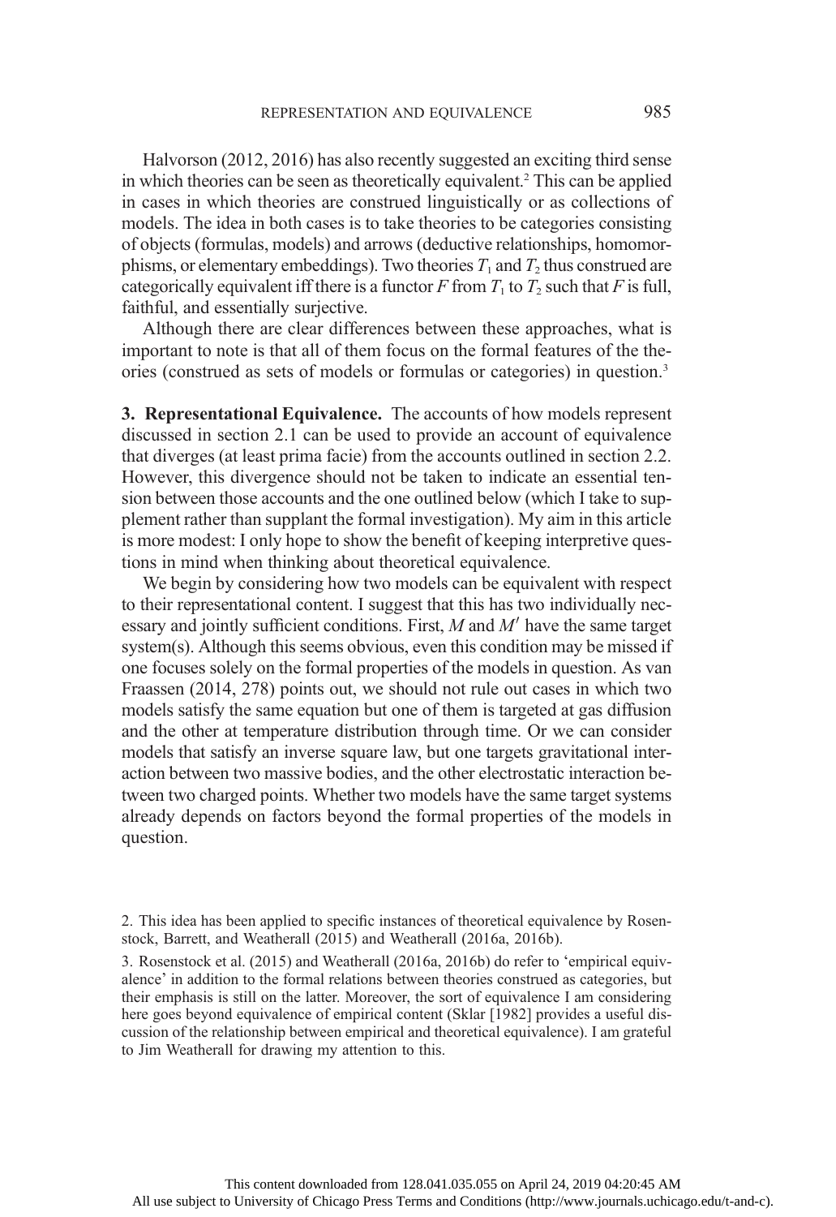Halvorson (2012, 2016) has also recently suggested an exciting third sense in which theories can be seen as theoretically equivalent.[2] This can be applied in cases in which theories are construed linguistically or as collections of models. The idea in both cases is to take theories to be categories consisting of objects (formulas, models) and arrows (deductive relationships, homomorphisms, or elementary embeddings). Two theories $T_1$ and $T_2$ thus construed are categorically equivalent iff there is a functor $F$ from $T_1$ to $T_2$ such that $F$ is full, faithful, and essentially surjective.

Although there are clear differences between these approaches, what is important to note is that all of them focus on the formal features of the theories (construed as sets of models or formulas or categories) in question.[3]

**3. Representational Equivalence.** The accounts of how models represent discussed in section 2.1 can be used to provide an account of equivalence that diverges (at least prima facie) from the accounts outlined in section 2.2. However, this divergence should not be taken to indicate an essential tension between those accounts and the one outlined below (which I take to supplement rather than supplant the formal investigation). My aim in this article is more modest: I only hope to show the benefit of keeping interpretive questions in mind when thinking about theoretical equivalence.

We begin by considering how two models can be equivalent with respect to their representational content. I suggest that this has two individually necessary and jointly sufficient conditions. First, $M$ and $M'$ have the same target system(s). Although this seems obvious, even this condition may be missed if one focuses solely on the formal properties of the models in question. As van Fraassen (2014, 278) points out, we should not rule out cases in which two models satisfy the same equation but one of them is targeted at gas diffusion and the other at temperature distribution through time. Or we can consider models that satisfy an inverse square law, but one targets gravitational interaction between two massive bodies, and the other electrostatic interaction between two charged points. Whether two models have the same target systems already depends on factors beyond the formal properties of the models in question.

2. This idea has been applied to specific instances of theoretical equivalence by Rosenstock, Barrett, and Weatherall (2015) and Weatherall (2016a, 2016b).

3. Rosenstock et al. (2015) and Weatherall (2016a, 2016b) do refer to 'empirical equivalence' in addition to the formal relations between theories construed as categories, but their emphasis is still on the latter. Moreover, the sort of equivalence I am considering here goes beyond equivalence of empirical content (Sklar [1982] provides a useful discussion of the relationship between empirical and theoretical equivalence). I am grateful to Jim Weatherall for drawing my attention to this.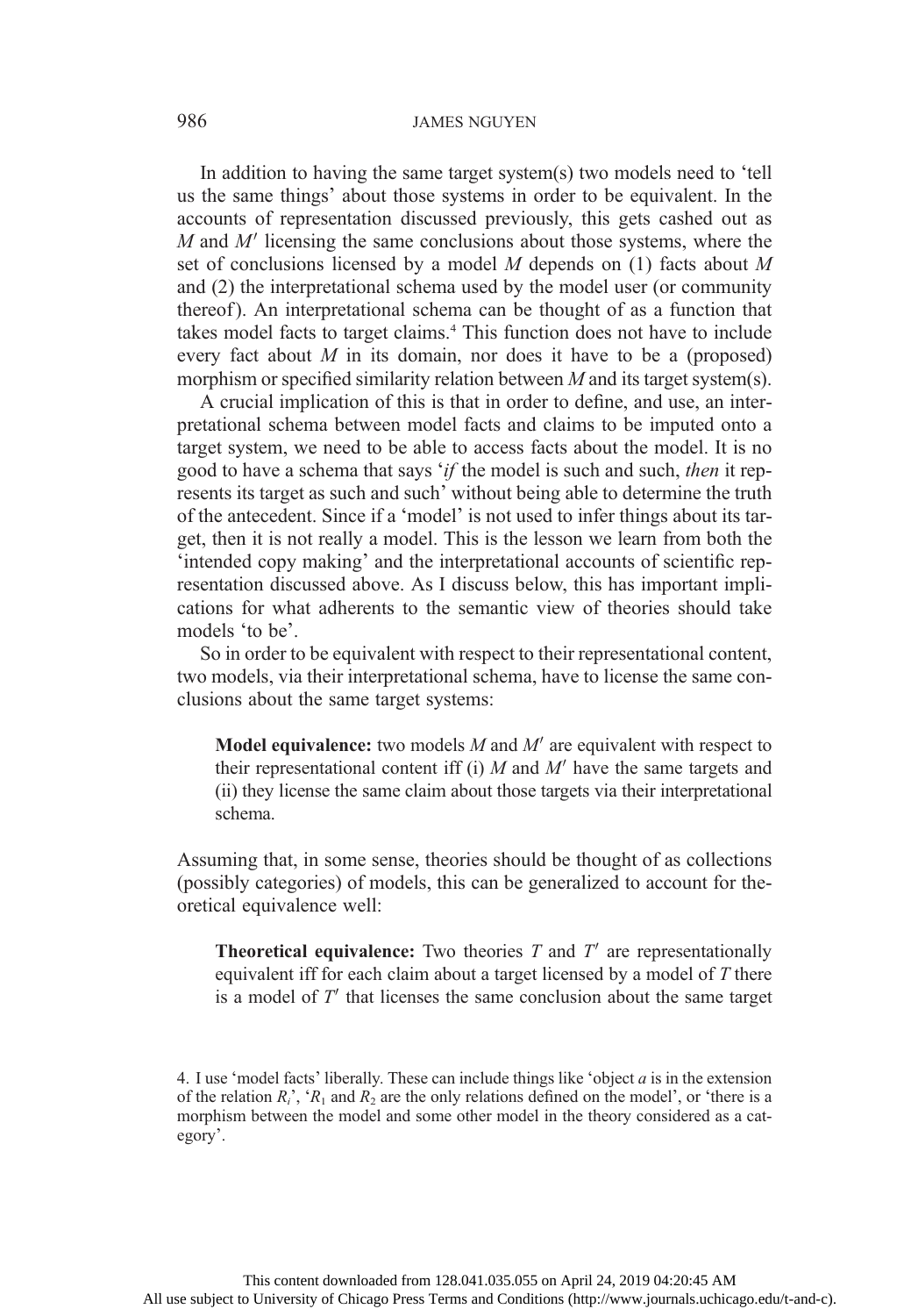In addition to having the same target system(s) two models need to 'tell us the same things' about those systems in order to be equivalent. In the accounts of representation discussed previously, this gets cashed out as $M$ and $M'$ licensing the same conclusions about those systems, where the set of conclusions licensed by a model $M$ depends on (1) facts about $M$ and (2) the interpretational schema used by the model user (or community thereof). An interpretational schema can be thought of as a function that takes model facts to target claims.[4] This function does not have to include every fact about $M$ in its domain, nor does it have to be a (proposed) morphism or specified similarity relation between $M$ and its target system(s).

A crucial implication of this is that in order to define, and use, an interpretational schema between model facts and claims to be imputed onto a target system, we need to be able to access facts about the model. It is no good to have a schema that says '*if* the model is such and such, *then* it represents its target as such and such' without being able to determine the truth of the antecedent. Since if a 'model' is not used to infer things about its target, then it is not really a model. This is the lesson we learn from both the 'intended copy making' and the interpretational accounts of scientific representation discussed above. As I discuss below, this has important implications for what adherents to the semantic view of theories should take models 'to be'.

So in order to be equivalent with respect to their representational content, two models, via their interpretational schema, have to license the same conclusions about the same target systems:

> **Model equivalence:** two models $M$ and $M'$ are equivalent with respect to their representational content iff (i) $M$ and $M'$ have the same targets and (ii) they license the same claim about those targets via their interpretational schema.

Assuming that, in some sense, theories should be thought of as collections (possibly categories) of models, this can be generalized to account for theoretical equivalence well:

> **Theoretical equivalence:** Two theories $T$ and $T'$ are representationally equivalent iff for each claim about a target licensed by a model of $T$ there is a model of $T'$ that licenses the same conclusion about the same target

4. I use 'model facts' liberally. These can include things like 'object $a$ is in the extension of the relation $R_i$', '$R_1$ and $R_2$ are the only relations defined on the model', or 'there is a morphism between the model and some other model in the theory considered as a category'.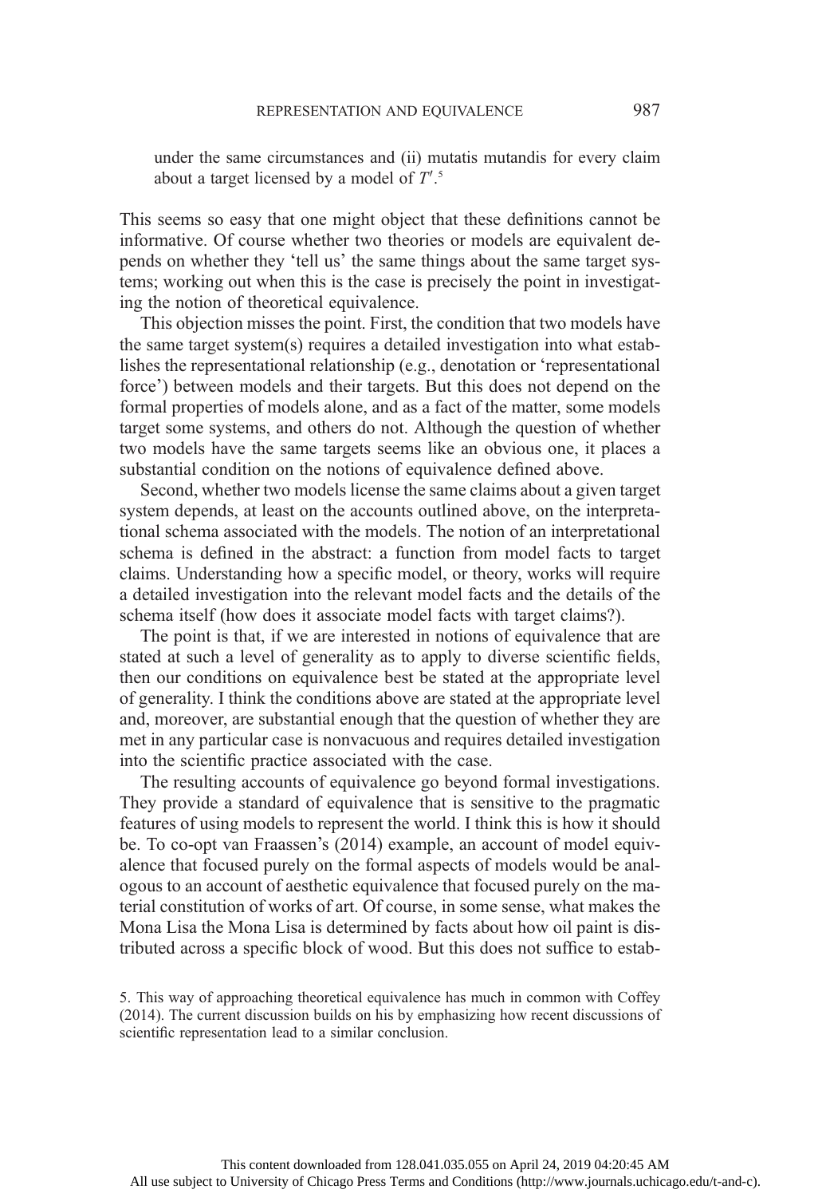under the same circumstances and (ii) mutatis mutandis for every claim about a target licensed by a model of $T'$.[5]

This seems so easy that one might object that these definitions cannot be informative. Of course whether two theories or models are equivalent depends on whether they 'tell us' the same things about the same target systems; working out when this is the case is precisely the point in investigating the notion of theoretical equivalence.

This objection misses the point. First, the condition that two models have the same target system(s) requires a detailed investigation into what establishes the representational relationship (e.g., denotation or 'representational force') between models and their targets. But this does not depend on the formal properties of models alone, and as a fact of the matter, some models target some systems, and others do not. Although the question of whether two models have the same targets seems like an obvious one, it places a substantial condition on the notions of equivalence defined above.

Second, whether two models license the same claims about a given target system depends, at least on the accounts outlined above, on the interpretational schema associated with the models. The notion of an interpretational schema is defined in the abstract: a function from model facts to target claims. Understanding how a specific model, or theory, works will require a detailed investigation into the relevant model facts and the details of the schema itself (how does it associate model facts with target claims?).

The point is that, if we are interested in notions of equivalence that are stated at such a level of generality as to apply to diverse scientific fields, then our conditions on equivalence best be stated at the appropriate level of generality. I think the conditions above are stated at the appropriate level and, moreover, are substantial enough that the question of whether they are met in any particular case is nonvacuous and requires detailed investigation into the scientific practice associated with the case.

The resulting accounts of equivalence go beyond formal investigations. They provide a standard of equivalence that is sensitive to the pragmatic features of using models to represent the world. I think this is how it should be. To co-opt van Fraassen's (2014) example, an account of model equivalence that focused purely on the formal aspects of models would be analogous to an account of aesthetic equivalence that focused purely on the material constitution of works of art. Of course, in some sense, what makes the Mona Lisa the Mona Lisa is determined by facts about how oil paint is distributed across a specific block of wood. But this does not suffice to estab-

5. This way of approaching theoretical equivalence has much in common with Coffey (2014). The current discussion builds on his by emphasizing how recent discussions of scientific representation lead to a similar conclusion.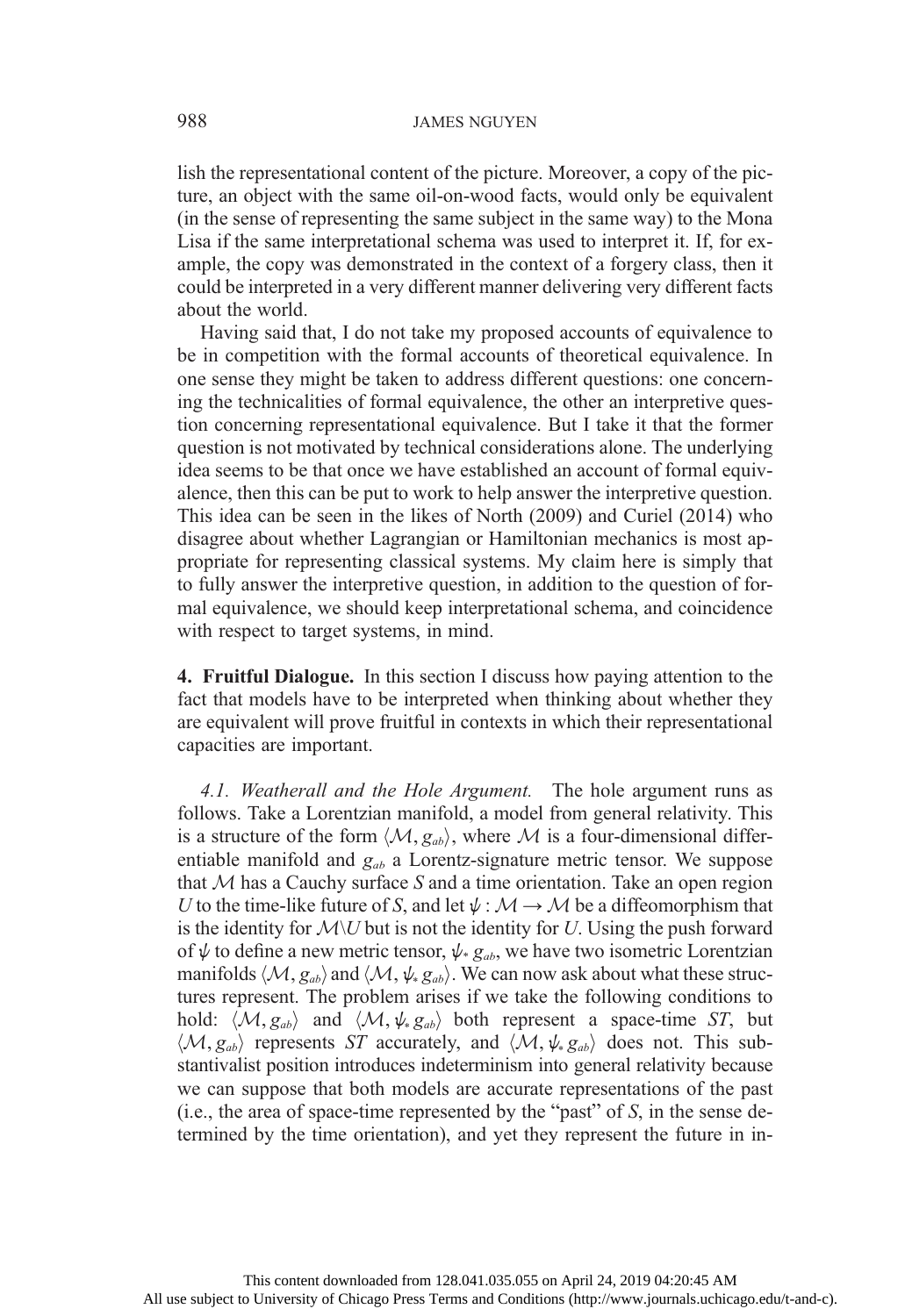lish the representational content of the picture. Moreover, a copy of the picture, an object with the same oil-on-wood facts, would only be equivalent (in the sense of representing the same subject in the same way) to the Mona Lisa if the same interpretational schema was used to interpret it. If, for example, the copy was demonstrated in the context of a forgery class, then it could be interpreted in a very different manner delivering very different facts about the world.

Having said that, I do not take my proposed accounts of equivalence to be in competition with the formal accounts of theoretical equivalence. In one sense they might be taken to address different questions: one concerning the technicalities of formal equivalence, the other an interpretive question concerning representational equivalence. But I take it that the former question is not motivated by technical considerations alone. The underlying idea seems to be that once we have established an account of formal equivalence, then this can be put to work to help answer the interpretive question. This idea can be seen in the likes of North (2009) and Curiel (2014) who disagree about whether Lagrangian or Hamiltonian mechanics is most appropriate for representing classical systems. My claim here is simply that to fully answer the interpretive question, in addition to the question of formal equivalence, we should keep interpretational schema, and coincidence with respect to target systems, in mind.

**4. Fruitful Dialogue.** In this section I discuss how paying attention to the fact that models have to be interpreted when thinking about whether they are equivalent will prove fruitful in contexts in which their representational capacities are important.

*4.1. Weatherall and the Hole Argument.* The hole argument runs as follows. Take a Lorentzian manifold, a model from general relativity. This is a structure of the form $\langle \mathcal{M}, g_{ab} \rangle$, where $\mathcal{M}$ is a four-dimensional differentiable manifold and $g_{ab}$ a Lorentz-signature metric tensor. We suppose that $\mathcal{M}$ has a Cauchy surface $S$ and a time orientation. Take an open region $U$ to the time-like future of $S$, and let $\psi : \mathcal{M} \rightarrow \mathcal{M}$ be a diffeomorphism that is the identity for $\mathcal{M} \backslash U$ but is not the identity for $U$. Using the push forward of $\psi$ to define a new metric tensor, $\psi_* g_{ab}$, we have two isometric Lorentzian manifolds $\langle \mathcal{M}, g_{ab} \rangle$ and $\langle \mathcal{M}, \psi_* g_{ab} \rangle$. We can now ask about what these structures represent. The problem arises if we take the following conditions to hold: $\langle \mathcal{M}, g_{ab} \rangle$ and $\langle \mathcal{M}, \psi_* g_{ab} \rangle$ both represent a space-time *ST*, but $\langle \mathcal{M}, g_{ab} \rangle$ represents *ST* accurately, and $\langle \mathcal{M}, \psi_* g_{ab} \rangle$ does not. This substantivalist position introduces indeterminism into general relativity because we can suppose that both models are accurate representations of the past (i.e., the area of space-time represented by the "past" of $S$, in the sense determined by the time orientation), and yet they represent the future in in-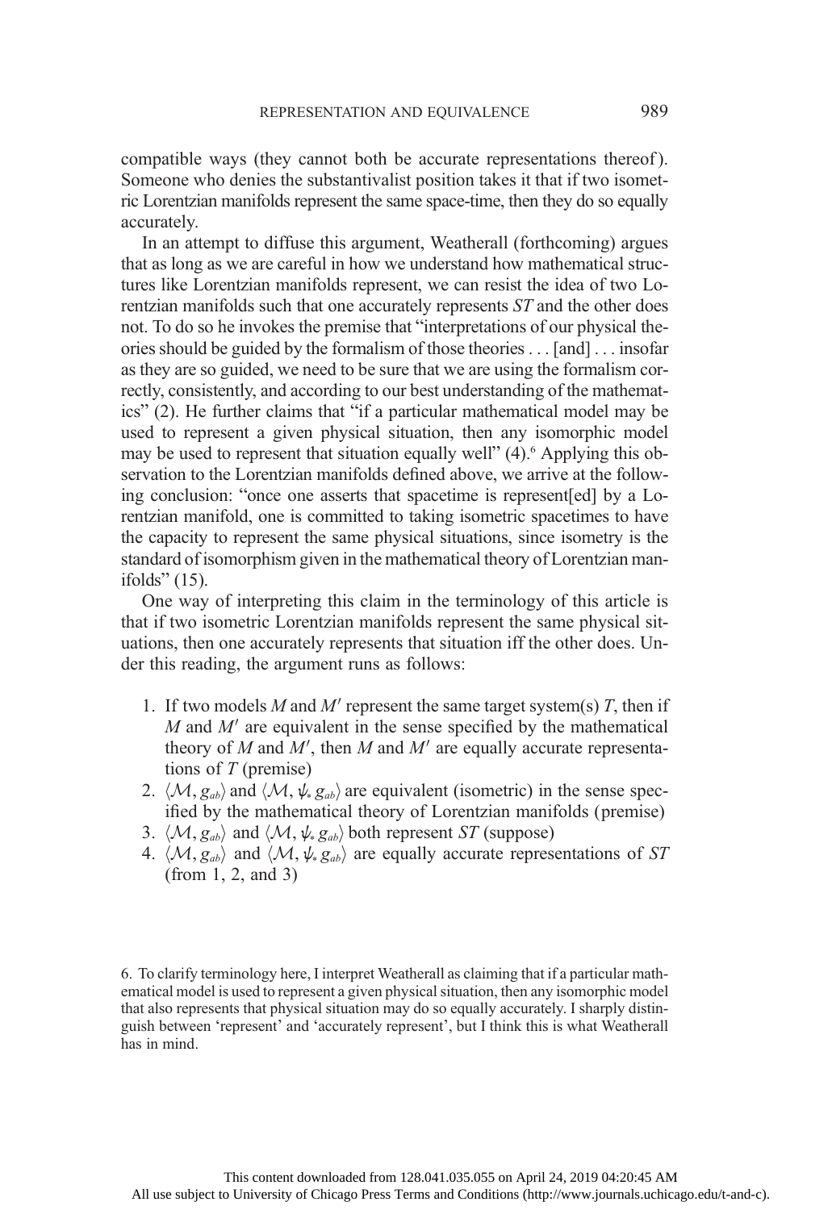compatible ways (they cannot both be accurate representations thereof). Someone who denies the substantivalist position takes it that if two isometric Lorentzian manifolds represent the same space-time, then they do so equally accurately.

In an attempt to diffuse this argument, Weatherall (forthcoming) argues that as long as we are careful in how we understand how mathematical structures like Lorentzian manifolds represent, we can resist the idea of two Lorentzian manifolds such that one accurately represents *ST* and the other does not. To do so he invokes the premise that "interpretations of our physical theories should be guided by the formalism of those theories . . . [and] . . . insofar as they are so guided, we need to be sure that we are using the formalism correctly, consistently, and according to our best understanding of the mathematics" (2). He further claims that "if a particular mathematical model may be used to represent a given physical situation, then any isomorphic model may be used to represent that situation equally well" (4).[6] Applying this observation to the Lorentzian manifolds defined above, we arrive at the following conclusion: "once one asserts that spacetime is represent[ed] by a Lorentzian manifold, one is committed to taking isometric spacetimes to have the capacity to represent the same physical situations, since isometry is the standard of isomorphism given in the mathematical theory of Lorentzian manifolds" (15).

One way of interpreting this claim in the terminology of this article is that if two isometric Lorentzian manifolds represent the same physical situations, then one accurately represents that situation iff the other does. Under this reading, the argument runs as follows:

1. If two models $M$ and $M'$ represent the same target system(s) $T$, then if $M$ and $M'$ are equivalent in the sense specified by the mathematical theory of $M$ and $M'$, then $M$ and $M'$ are equally accurate representations of $T$ (premise)
2. $\langle \mathcal{M}, g_{ab} \rangle$ and $\langle \mathcal{M}, \psi_* g_{ab} \rangle$ are equivalent (isometric) in the sense specified by the mathematical theory of Lorentzian manifolds (premise)
3. $\langle \mathcal{M}, g_{ab} \rangle$ and $\langle \mathcal{M}, \psi_* g_{ab} \rangle$ both represent *ST* (suppose)
4. $\langle \mathcal{M}, g_{ab} \rangle$ and $\langle \mathcal{M}, \psi_* g_{ab} \rangle$ are equally accurate representations of *ST* (from 1, 2, and 3)

6. To clarify terminology here, I interpret Weatherall as claiming that if a particular mathematical model is used to represent a given physical situation, then any isomorphic model that also represents that physical situation may do so equally accurately. I sharply distinguish between 'represent' and 'accurately represent', but I think this is what Weatherall has in mind.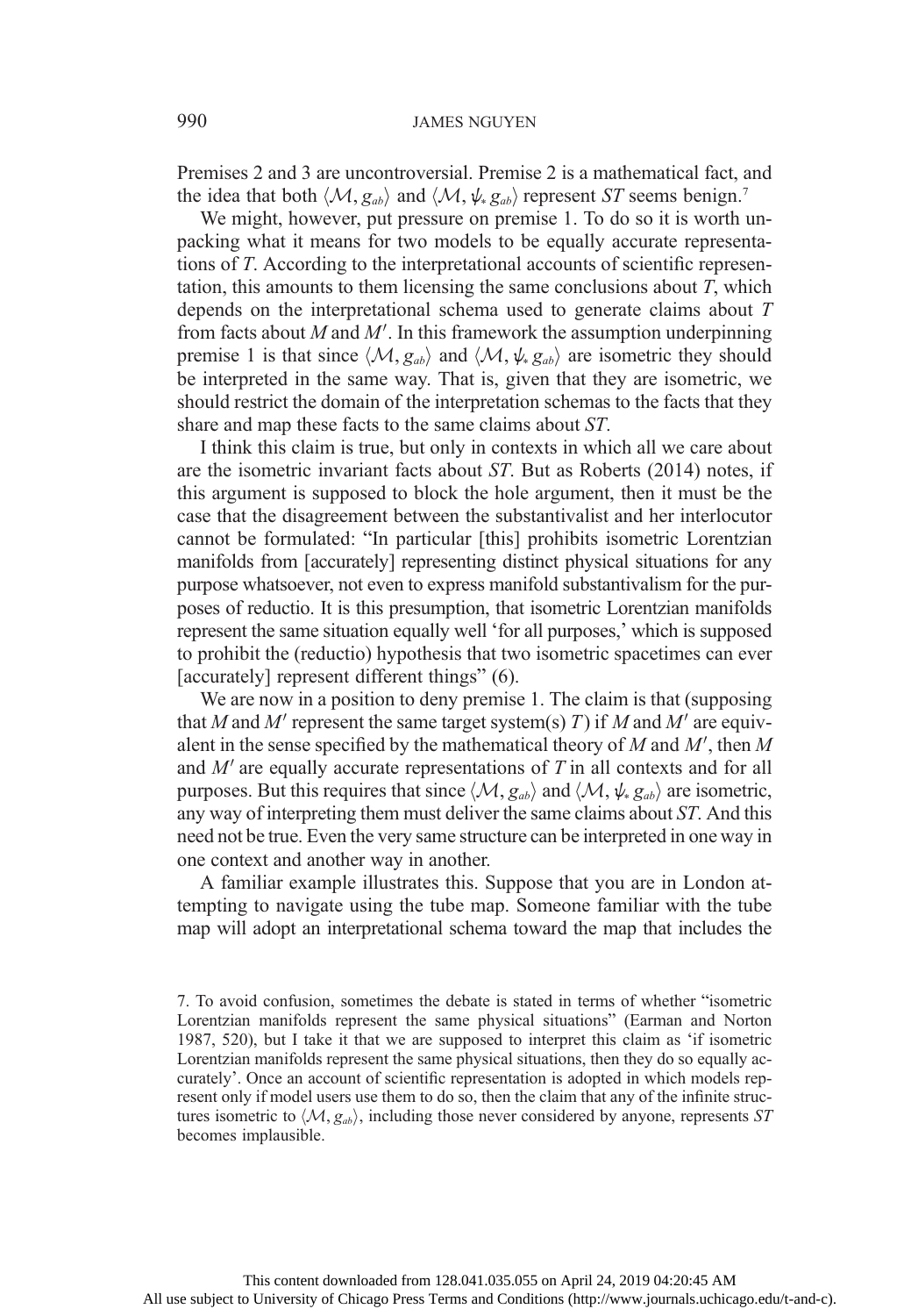Premises 2 and 3 are uncontroversial. Premise 2 is a mathematical fact, and the idea that both $\langle \mathcal{M}, g_{ab} \rangle$ and $\langle \mathcal{M}, \psi_* g_{ab} \rangle$ represent *ST* seems benign.[7]

We might, however, put pressure on premise 1. To do so it is worth unpacking what it means for two models to be equally accurate representations of *T*. According to the interpretational accounts of scientific representation, this amounts to them licensing the same conclusions about *T*, which depends on the interpretational schema used to generate claims about *T* from facts about *M* and *M′*. In this framework the assumption underpinning premise 1 is that since $\langle \mathcal{M}, g_{ab} \rangle$ and $\langle \mathcal{M}, \psi_* g_{ab} \rangle$ are isometric they should be interpreted in the same way. That is, given that they are isometric, we should restrict the domain of the interpretation schemas to the facts that they share and map these facts to the same claims about *ST*.

I think this claim is true, but only in contexts in which all we care about are the isometric invariant facts about *ST*. But as Roberts (2014) notes, if this argument is supposed to block the hole argument, then it must be the case that the disagreement between the substantivalist and her interlocutor cannot be formulated: "In particular [this] prohibits isometric Lorentzian manifolds from [accurately] representing distinct physical situations for any purpose whatsoever, not even to express manifold substantivalism for the purposes of reductio. It is this presumption, that isometric Lorentzian manifolds represent the same situation equally well 'for all purposes,' which is supposed to prohibit the (reductio) hypothesis that two isometric spacetimes can ever [accurately] represent different things" (6).

We are now in a position to deny premise 1. The claim is that (supposing that *M* and *M′* represent the same target system(s) *T*) if *M* and *M′* are equivalent in the sense specified by the mathematical theory of *M* and *M′*, then *M* and *M′* are equally accurate representations of *T* in all contexts and for all purposes. But this requires that since $\langle \mathcal{M}, g_{ab} \rangle$ and $\langle \mathcal{M}, \psi_* g_{ab} \rangle$ are isometric, any way of interpreting them must deliver the same claims about *ST*. And this need not be true. Even the very same structure can be interpreted in one way in one context and another way in another.

A familiar example illustrates this. Suppose that you are in London attempting to navigate using the tube map. Someone familiar with the tube map will adopt an interpretational schema toward the map that includes the

7. To avoid confusion, sometimes the debate is stated in terms of whether "isometric Lorentzian manifolds represent the same physical situations" (Earman and Norton 1987, 520), but I take it that we are supposed to interpret this claim as 'if isometric Lorentzian manifolds represent the same physical situations, then they do so equally accurately'. Once an account of scientific representation is adopted in which models represent only if model users use them to do so, then the claim that any of the infinite structures isometric to $\langle \mathcal{M}, g_{ab} \rangle$, including those never considered by anyone, represents *ST* becomes implausible.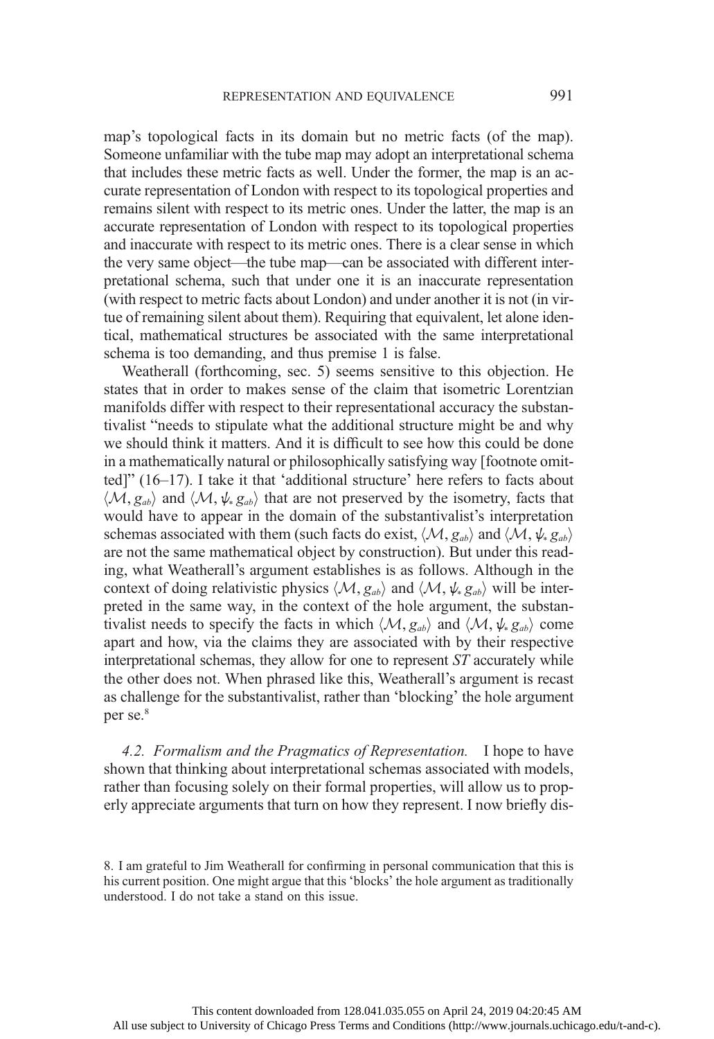map's topological facts in its domain but no metric facts (of the map). Someone unfamiliar with the tube map may adopt an interpretational schema that includes these metric facts as well. Under the former, the map is an accurate representation of London with respect to its topological properties and remains silent with respect to its metric ones. Under the latter, the map is an accurate representation of London with respect to its topological properties and inaccurate with respect to its metric ones. There is a clear sense in which the very same object—the tube map—can be associated with different interpretational schema, such that under one it is an inaccurate representation (with respect to metric facts about London) and under another it is not (in virtue of remaining silent about them). Requiring that equivalent, let alone identical, mathematical structures be associated with the same interpretational schema is too demanding, and thus premise 1 is false.

Weatherall (forthcoming, sec. 5) seems sensitive to this objection. He states that in order to makes sense of the claim that isometric Lorentzian manifolds differ with respect to their representational accuracy the substantivalist "needs to stipulate what the additional structure might be and why we should think it matters. And it is difficult to see how this could be done in a mathematically natural or philosophically satisfying way [footnote omitted]" (16–17). I take it that 'additional structure' here refers to facts about $\langle \mathcal{M}, g_{ab} \rangle$ and $\langle \mathcal{M}, \psi_* g_{ab} \rangle$ that are not preserved by the isometry, facts that would have to appear in the domain of the substantivalist's interpretation schemas associated with them (such facts do exist, $\langle \mathcal{M}, g_{ab} \rangle$ and $\langle \mathcal{M}, \psi_* g_{ab} \rangle$ are not the same mathematical object by construction). But under this reading, what Weatherall's argument establishes is as follows. Although in the context of doing relativistic physics $\langle \mathcal{M}, g_{ab} \rangle$ and $\langle \mathcal{M}, \psi_* g_{ab} \rangle$ will be interpreted in the same way, in the context of the hole argument, the substantivalist needs to specify the facts in which $\langle \mathcal{M}, g_{ab} \rangle$ and $\langle \mathcal{M}, \psi_* g_{ab} \rangle$ come apart and how, via the claims they are associated with by their respective interpretational schemas, they allow for one to represent *ST* accurately while the other does not. When phrased like this, Weatherall's argument is recast as challenge for the substantivalist, rather than 'blocking' the hole argument per se.[8]

*4.2. Formalism and the Pragmatics of Representation.* I hope to have shown that thinking about interpretational schemas associated with models, rather than focusing solely on their formal properties, will allow us to properly appreciate arguments that turn on how they represent. I now briefly dis-

8. I am grateful to Jim Weatherall for confirming in personal communication that this is his current position. One might argue that this 'blocks' the hole argument as traditionally understood. I do not take a stand on this issue.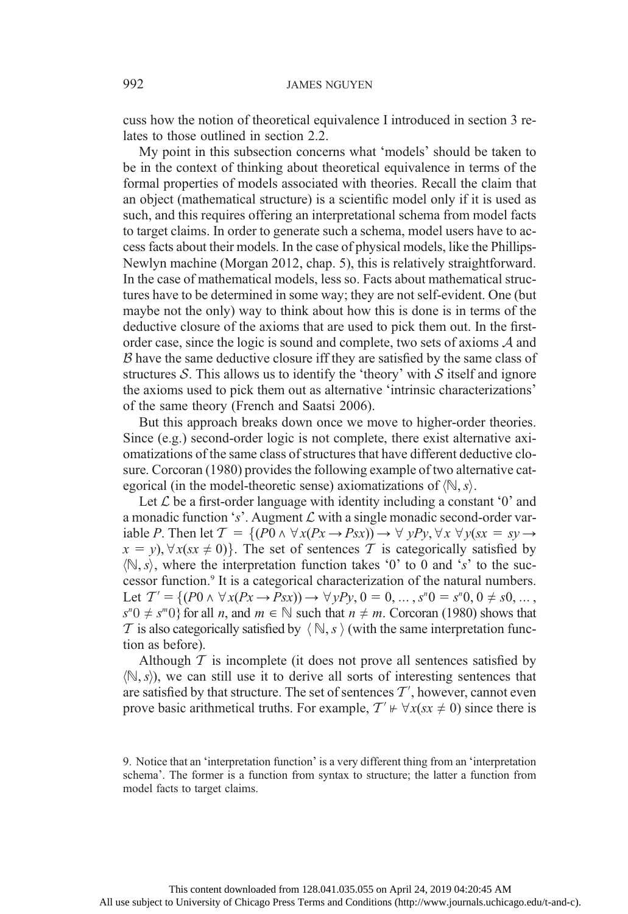cuss how the notion of theoretical equivalence I introduced in section 3 relates to those outlined in section 2.2.

My point in this subsection concerns what 'models' should be taken to be in the context of thinking about theoretical equivalence in terms of the formal properties of models associated with theories. Recall the claim that an object (mathematical structure) is a scientific model only if it is used as such, and this requires offering an interpretational schema from model facts to target claims. In order to generate such a schema, model users have to access facts about their models. In the case of physical models, like the Phillips-Newlyn machine (Morgan 2012, chap. 5), this is relatively straightforward. In the case of mathematical models, less so. Facts about mathematical structures have to be determined in some way; they are not self-evident. One (but maybe not the only) way to think about how this is done is in terms of the deductive closure of the axioms that are used to pick them out. In the first-order case, since the logic is sound and complete, two sets of axioms $\mathcal{A}$ and $\mathcal{B}$ have the same deductive closure iff they are satisfied by the same class of structures $\mathcal{S}$. This allows us to identify the 'theory' with $\mathcal{S}$ itself and ignore the axioms used to pick them out as alternative 'intrinsic characterizations' of the same theory (French and Saatsi 2006).

But this approach breaks down once we move to higher-order theories. Since (e.g.) second-order logic is not complete, there exist alternative axiomatizations of the same class of structures that have different deductive closure. Corcoran (1980) provides the following example of two alternative categorical (in the model-theoretic sense) axiomatizations of $\langle \mathbb{N}, s \rangle$.

Let $\mathcal{L}$ be a first-order language with identity including a constant '0' and a monadic function '$s$'. Augment $\mathcal{L}$ with a single monadic second-order variable $P$. Then let $\mathcal{T} = \{(P0 \wedge \forall x(Px \rightarrow Psx)) \rightarrow \forall y Py, \forall x \, \forall y(sx = sy \rightarrow x = y), \forall x(sx \neq 0)\}$. The set of sentences $\mathcal{T}$ is categorically satisfied by $\langle \mathbb{N}, s \rangle$, where the interpretation function takes '0' to 0 and '$s$' to the successor function.[9] It is a categorical characterization of the natural numbers. Let $\mathcal{T}' = \{(P0 \wedge \forall x(Px \rightarrow Psx)) \rightarrow \forall y Py, 0 = 0, \dots, s^n 0 = s^n 0, 0 \neq s0, \dots, s^n 0 \neq s^m 0\}$ for all $n$, and $m \in \mathbb{N}$ such that $n \neq m$. Corcoran (1980) shows that $\mathcal{T}$ is also categorically satisfied by $\langle \mathbb{N}, s \rangle$ (with the same interpretation function as before).

Although $\mathcal{T}$ is incomplete (it does not prove all sentences satisfied by $\langle \mathbb{N}, s \rangle$), we can still use it to derive all sorts of interesting sentences that are satisfied by that structure. The set of sentences $\mathcal{T}'$, however, cannot even prove basic arithmetical truths. For example, $\mathcal{T}' \nvdash \forall x(sx \neq 0)$ since there is

9. Notice that an 'interpretation function' is a very different thing from an 'interpretation schema'. The former is a function from syntax to structure; the latter a function from model facts to target claims.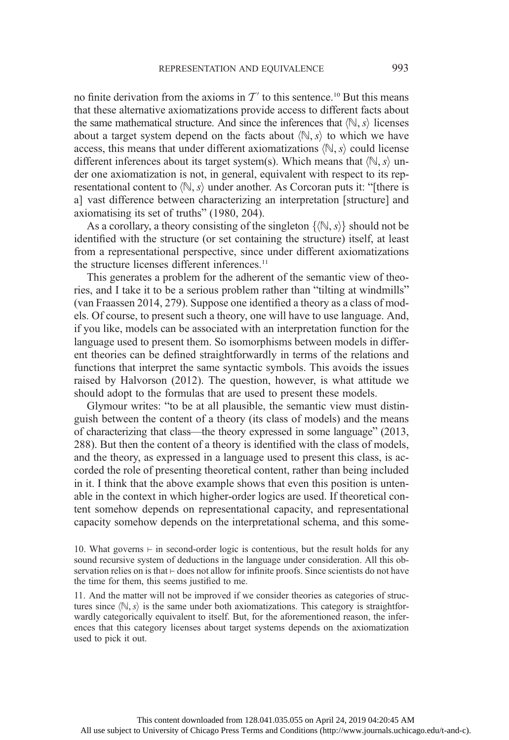no finite derivation from the axioms in $\mathcal{T}'$ to this sentence.[10] But this means that these alternative axiomatizations provide access to different facts about the same mathematical structure. And since the inferences that $\langle \mathbb{N}, s \rangle$ licenses about a target system depend on the facts about $\langle \mathbb{N}, s \rangle$ to which we have access, this means that under different axiomatizations $\langle \mathbb{N}, s \rangle$ could license different inferences about its target system(s). Which means that $\langle \mathbb{N}, s \rangle$ under one axiomatization is not, in general, equivalent with respect to its representational content to $\langle \mathbb{N}, s \rangle$ under another. As Corcoran puts it: "[there is a] vast difference between characterizing an interpretation [structure] and axiomatising its set of truths" (1980, 204).

As a corollary, a theory consisting of the singleton $\{\langle \mathbb{N}, s \rangle\}$ should not be identified with the structure (or set containing the structure) itself, at least from a representational perspective, since under different axiomatizations the structure licenses different inferences.[11]

This generates a problem for the adherent of the semantic view of theories, and I take it to be a serious problem rather than "tilting at windmills" (van Fraassen 2014, 279). Suppose one identified a theory as a class of models. Of course, to present such a theory, one will have to use language. And, if you like, models can be associated with an interpretation function for the language used to present them. So isomorphisms between models in different theories can be defined straightforwardly in terms of the relations and functions that interpret the same syntactic symbols. This avoids the issues raised by Halvorson (2012). The question, however, is what attitude we should adopt to the formulas that are used to present these models.

Glymour writes: "to be at all plausible, the semantic view must distinguish between the content of a theory (its class of models) and the means of characterizing that class—the theory expressed in some language" (2013, 288). But then the content of a theory is identified with the class of models, and the theory, as expressed in a language used to present this class, is accorded the role of presenting theoretical content, rather than being included in it. I think that the above example shows that even this position is untenable in the context in which higher-order logics are used. If theoretical content somehow depends on representational capacity, and representational capacity somehow depends on the interpretational schema, and this some-

10. What governs $\vdash$ in second-order logic is contentious, but the result holds for any sound recursive system of deductions in the language under consideration. All this observation relies on is that $\vdash$ does not allow for infinite proofs. Since scientists do not have the time for them, this seems justified to me.

11. And the matter will not be improved if we consider theories as categories of structures since $\langle \mathbb{N}, s \rangle$ is the same under both axiomatizations. This category is straightforwardly categorically equivalent to itself. But, for the aforementioned reason, the inferences that this category licenses about target systems depends on the axiomatization used to pick it out.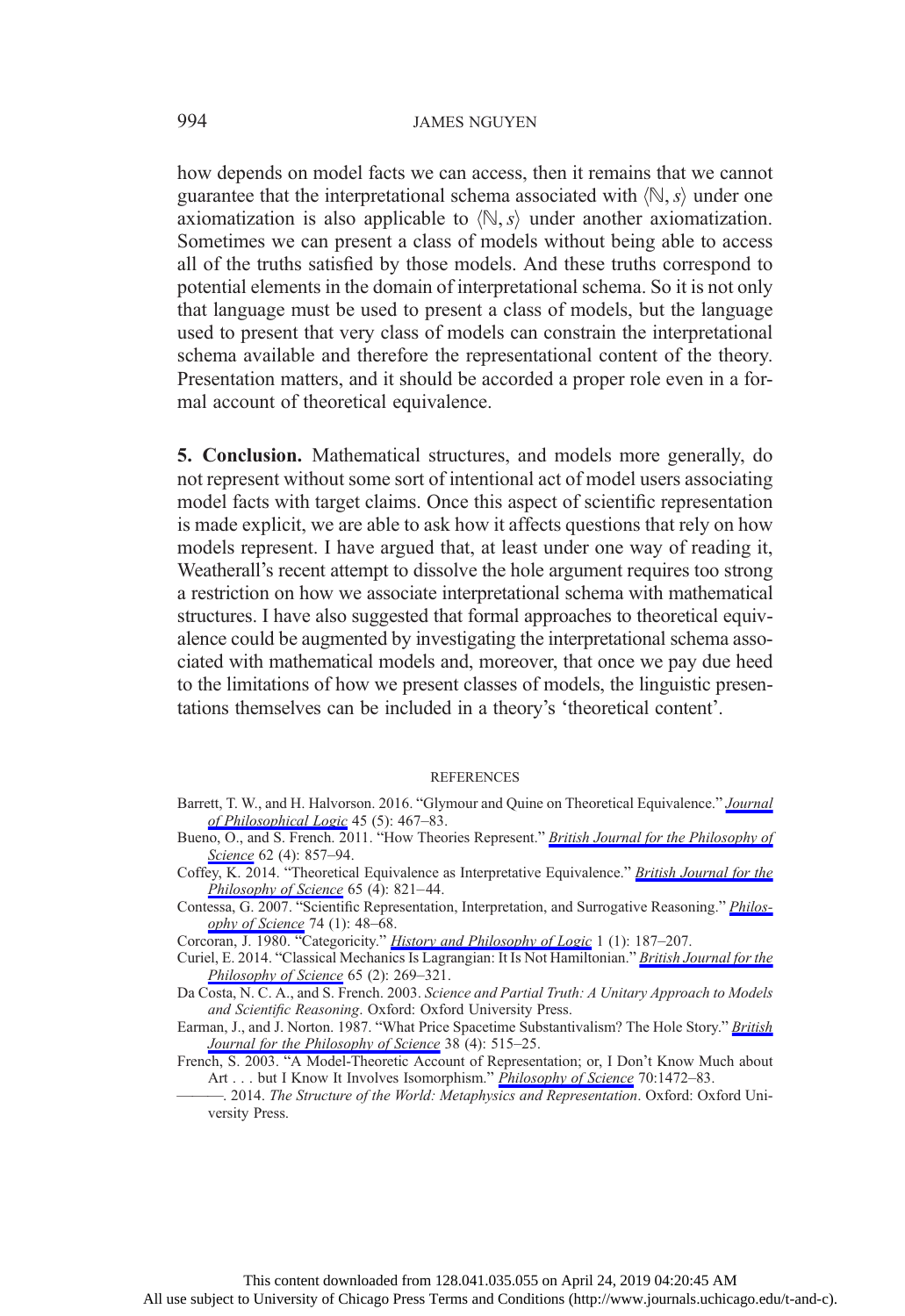how depends on model facts we can access, then it remains that we cannot guarantee that the interpretational schema associated with $\langle \mathbb{N}, s \rangle$ under one axiomatization is also applicable to $\langle \mathbb{N}, s \rangle$ under another axiomatization. Sometimes we can present a class of models without being able to access all of the truths satisfied by those models. And these truths correspond to potential elements in the domain of interpretational schema. So it is not only that language must be used to present a class of models, but the language used to present that very class of models can constrain the interpretational schema available and therefore the representational content of the theory. Presentation matters, and it should be accorded a proper role even in a formal account of theoretical equivalence.

**5. Conclusion.** Mathematical structures, and models more generally, do not represent without some sort of intentional act of model users associating model facts with target claims. Once this aspect of scientific representation is made explicit, we are able to ask how it affects questions that rely on how models represent. I have argued that, at least under one way of reading it, Weatherall's recent attempt to dissolve the hole argument requires too strong a restriction on how we associate interpretational schema with mathematical structures. I have also suggested that formal approaches to theoretical equivalence could be augmented by investigating the interpretational schema associated with mathematical models and, moreover, that once we pay due heed to the limitations of how we present classes of models, the linguistic presentations themselves can be included in a theory's 'theoretical content'.

## REFERENCES

Barrett, T. W., and H. Halvorson. 2016. "Glymour and Quine on Theoretical Equivalence." *Journal of Philosophical Logic* 45 (5): 467–83.

Bueno, O., and S. French. 2011. "How Theories Represent." *British Journal for the Philosophy of Science* 62 (4): 857–94.

Coffey, K. 2014. "Theoretical Equivalence as Interpretative Equivalence." *British Journal for the Philosophy of Science* 65 (4): 821–44.

Contessa, G. 2007. "Scientific Representation, Interpretation, and Surrogative Reasoning." *Philosophy of Science* 74 (1): 48–68.

Corcoran, J. 1980. "Categoricity." *History and Philosophy of Logic* 1 (1): 187–207.

Curiel, E. 2014. "Classical Mechanics Is Lagrangian: It Is Not Hamiltonian." *British Journal for the Philosophy of Science* 65 (2): 269–321.

Da Costa, N. C. A., and S. French. 2003. *Science and Partial Truth: A Unitary Approach to Models and Scientific Reasoning*. Oxford: Oxford University Press.

Earman, J., and J. Norton. 1987. "What Price Spacetime Substantivalism? The Hole Story." *British Journal for the Philosophy of Science* 38 (4): 515–25.

French, S. 2003. "A Model-Theoretic Account of Representation; or, I Don't Know Much about Art . . . but I Know It Involves Isomorphism." *Philosophy of Science* 70:1472–83.

———. 2014. *The Structure of the World: Metaphysics and Representation*. Oxford: Oxford University Press.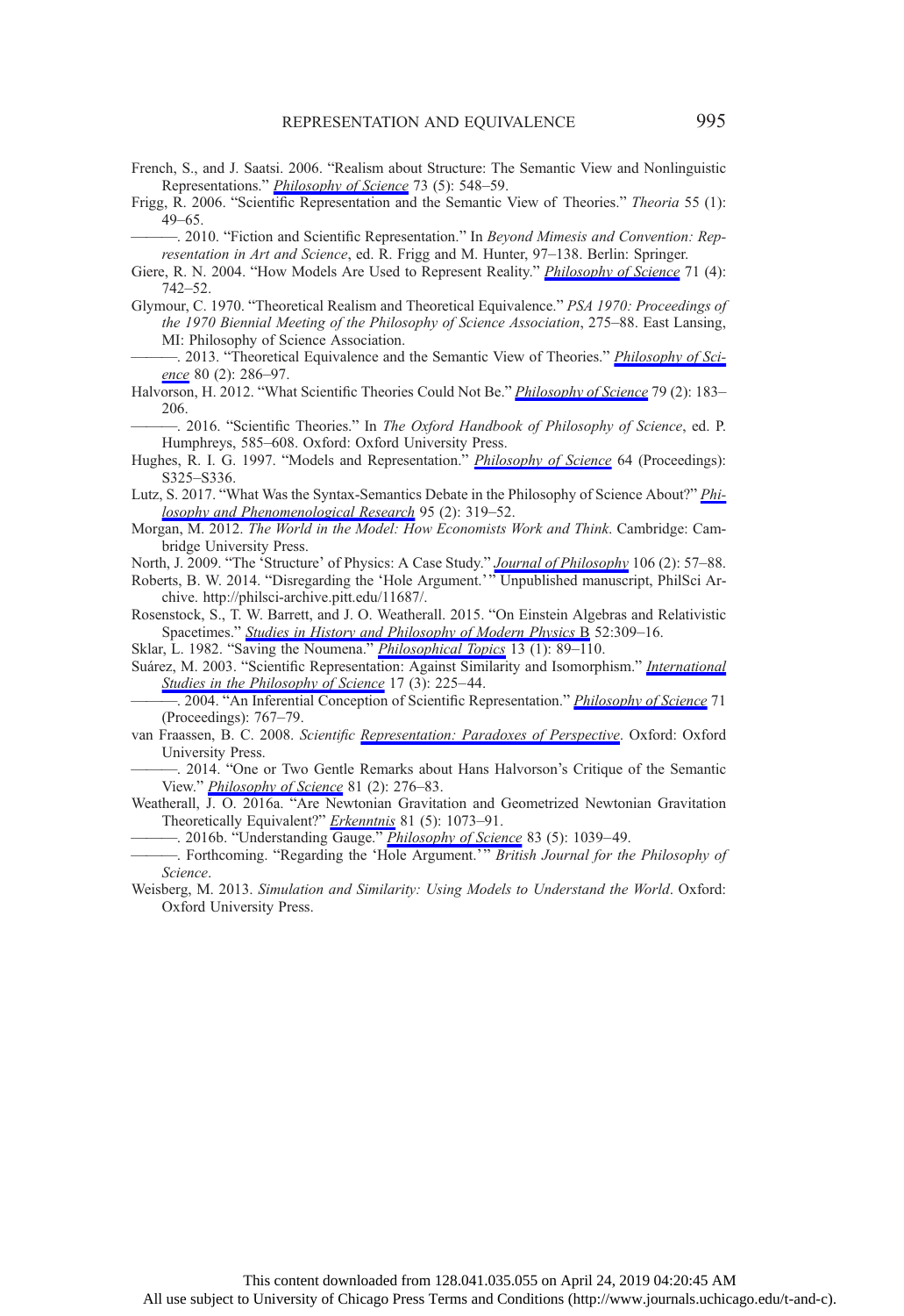French, S., and J. Saatsi. 2006. "Realism about Structure: The Semantic View and Nonlinguistic Representations." *Philosophy of Science* 73 (5): 548–59.

Frigg, R. 2006. "Scientific Representation and the Semantic View of Theories." *Theoria* 55 (1): 49–65.

———. 2010. "Fiction and Scientific Representation." In *Beyond Mimesis and Convention: Representation in Art and Science*, ed. R. Frigg and M. Hunter, 97–138. Berlin: Springer.

Giere, R. N. 2004. "How Models Are Used to Represent Reality." *Philosophy of Science* 71 (4): 742–52.

Glymour, C. 1970. "Theoretical Realism and Theoretical Equivalence." *PSA 1970: Proceedings of the 1970 Biennial Meeting of the Philosophy of Science Association*, 275–88. East Lansing, MI: Philosophy of Science Association.

———. 2013. "Theoretical Equivalence and the Semantic View of Theories." *Philosophy of Science* 80 (2): 286–97.

Halvorson, H. 2012. "What Scientific Theories Could Not Be." *Philosophy of Science* 79 (2): 183–206.

———. 2016. "Scientific Theories." In *The Oxford Handbook of Philosophy of Science*, ed. P. Humphreys, 585–608. Oxford: Oxford University Press.

Hughes, R. I. G. 1997. "Models and Representation." *Philosophy of Science* 64 (Proceedings): S325–S336.

Lutz, S. 2017. "What Was the Syntax-Semantics Debate in the Philosophy of Science About?" *Philosophy and Phenomenological Research* 95 (2): 319–52.

Morgan, M. 2012. *The World in the Model: How Economists Work and Think*. Cambridge: Cambridge University Press.

North, J. 2009. "The 'Structure' of Physics: A Case Study." *Journal of Philosophy* 106 (2): 57–88.

Roberts, B. W. 2014. "Disregarding the 'Hole Argument.'" Unpublished manuscript, PhilSci Archive. http://philsci-archive.pitt.edu/11687/.

Rosenstock, S., T. W. Barrett, and J. O. Weatherall. 2015. "On Einstein Algebras and Relativistic Spacetimes." *Studies in History and Philosophy of Modern Physics* B 52:309–16.

Sklar, L. 1982. "Saving the Noumena." *Philosophical Topics* 13 (1): 89–110.

Suárez, M. 2003. "Scientific Representation: Against Similarity and Isomorphism." *International Studies in the Philosophy of Science* 17 (3): 225–44.

———. 2004. "An Inferential Conception of Scientific Representation." *Philosophy of Science* 71 (Proceedings): 767–79.

van Fraassen, B. C. 2008. *Scientific Representation: Paradoxes of Perspective*. Oxford: Oxford University Press.

———. 2014. "One or Two Gentle Remarks about Hans Halvorson's Critique of the Semantic View." *Philosophy of Science* 81 (2): 276–83.

Weatherall, J. O. 2016a. "Are Newtonian Gravitation and Geometrized Newtonian Gravitation Theoretically Equivalent?" *Erkenntnis* 81 (5): 1073–91.

———. 2016b. "Understanding Gauge." *Philosophy of Science* 83 (5): 1039–49.

———. Forthcoming. "Regarding the 'Hole Argument.'" *British Journal for the Philosophy of Science*.

Weisberg, M. 2013. *Simulation and Similarity: Using Models to Understand the World*. Oxford: Oxford University Press.